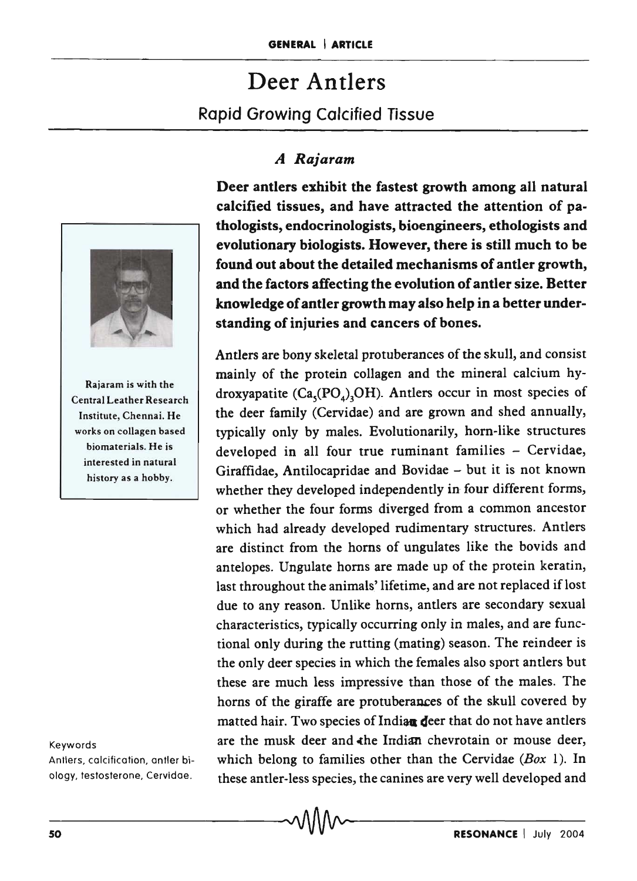# Deer Antlers

## Rapid Growing Calcified Tissue

### *A Rajaram*

Rajaram is with the Central Leather Research Institute, Chennai. He works on collagen based biomaterials. He is interested in natural history as a hobby.

**Deer antlers exhibit the fastest growth among all natural calcified tissues, and have attracted the attention of pathologists, endocrinologists, bioengineers, ethologists and evolutionary biologists. However, there is still much to be found out about the detailed mechanisms of antler growth, and the factors affecting the evolution of antler size. Better knowledge of antler growth may also help in a better understanding of injuries and cancers of bones.**

Antlers are bony skeletal protuberances of the skull, and consist mainly of the protein collagen and the mineral calcium hydroxyapatite ($Ca_5(PO_4)_3OH$). Antlers occur in most species of the deer family (Cervidae) and are grown and shed annually, typically only by males. Evolutionarily, horn-like structures developed in all four true ruminant families – Cervidae, Giraffidae, Antilocapridae and Bovidae – but it is not known whether they developed independently in four different forms, or whether the four forms diverged from a common ancestor which had already developed rudimentary structures. Antlers are distinct from the horns of ungulates like the bovids and antelopes. Ungulate horns are made up of the protein keratin, last throughout the animals' lifetime, and are not replaced if lost due to any reason. Unlike horns, antlers are secondary sexual characteristics, typically occurring only in males, and are functional only during the rutting (mating) season. The reindeer is the only deer species in which the females also sport antlers but these are much less impressive than those of the males. The horns of the giraffe are protuberances of the skull covered by matted hair. Two species of Indian deer that do not have antlers are the musk deer and the Indian chevrotain or mouse deer, which belong to families other than the Cervidae (*Box* 1). In these antler-less species, the canines are very well developed and

Keywords

Antlers, calcification, antler biology, testosterone, Cervidae.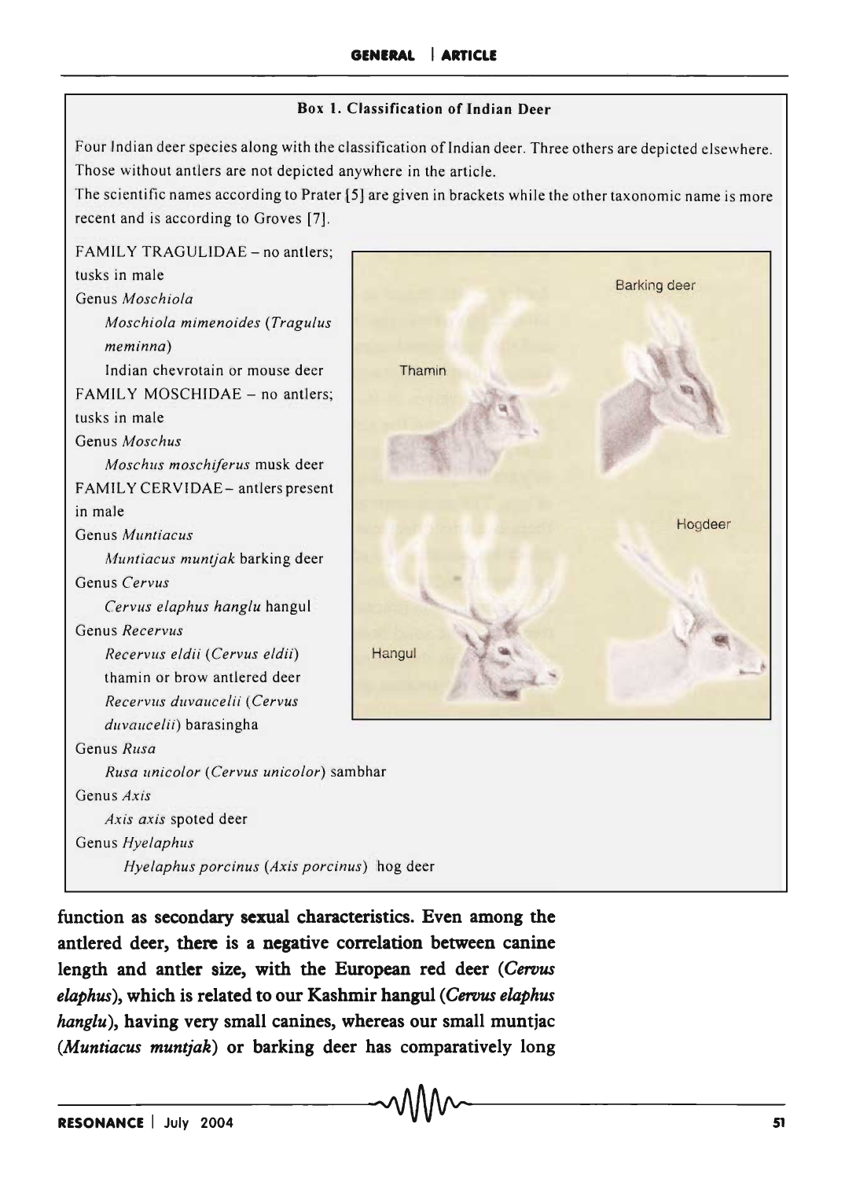**Box 1. Classification of Indian Deer**

Four Indian deer species along with the classification of Indian deer. Three others are depicted elsewhere. Those without antlers are not depicted anywhere in the article.

The scientific names according to Prater [5] are given in brackets while the other taxonomic name is more recent and is according to Groves [7].

FAMILY TRAGULIDAE – no antlers; tusks in male

- Genus *Moschiola*
  - *Moschiola mimenoides* (*Tragulus meminna*) Indian chevrotain or mouse deer

FAMILY MOSCHIDAE – no antlers; tusks in male

- Genus *Moschus*
  - *Moschus moschiferus* musk deer

FAMILY CERVIDAE – antlers present in male

- Genus *Muntiacus*
  - *Muntiacus muntjak* barking deer
- Genus *Cervus*
  - *Cervus elaphus hanglu* hangul
- Genus *Recervus*
  - *Recervus eldii* (*Cervus eldii*) thamin or brow antlered deer
  - *Recervus duvaucelii* (*Cervus duvaucelii*) barasingha
- Genus *Rusa*
  - *Rusa unicolor* (*Cervus unicolor*) sambhar
- Genus *Axis*
  - *Axis axis* spoted deer
- Genus *Hyelaphus*
  - *Hyelaphus porcinus* (*Axis porcinus*) hog deer

Thamin

Barking deer

Hogdeer

Hangul

**function as secondary sexual characteristics. Even among the antlered deer, there is a negative correlation between canine length and antler size, with the European red deer (*Cervus elaphus*), which is related to our Kashmir hangul (*Cervus elaphus hanglu*), having very small canines, whereas our small muntjac (*Muntiacus muntjak*) or barking deer has comparatively long**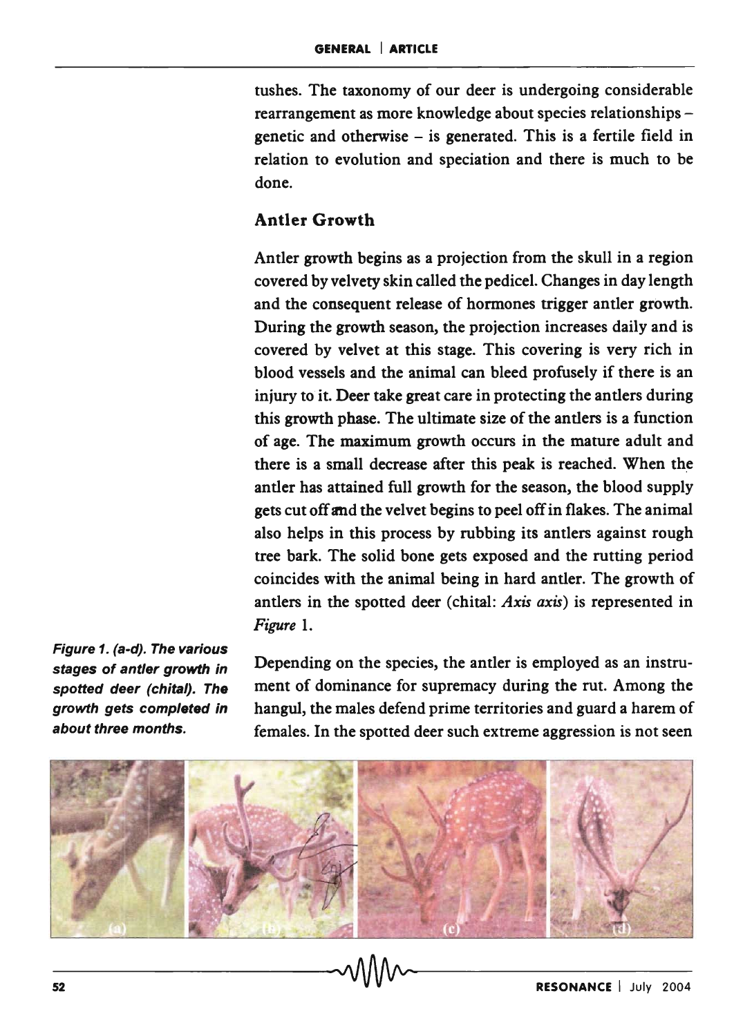tushes. The taxonomy of our deer is undergoing considerable rearrangement as more knowledge about species relationships – genetic and otherwise – is generated. This is a fertile field in relation to evolution and speciation and there is much to be done.

## Antler Growth

Antler growth begins as a projection from the skull in a region covered by velvety skin called the pedicel. Changes in day length and the consequent release of hormones trigger antler growth. During the growth season, the projection increases daily and is covered by velvet at this stage. This covering is very rich in blood vessels and the animal can bleed profusely if there is an injury to it. Deer take great care in protecting the antlers during this growth phase. The ultimate size of the antlers is a function of age. The maximum growth occurs in the mature adult and there is a small decrease after this peak is reached. When the antler has attained full growth for the season, the blood supply gets cut off and the velvet begins to peel off in flakes. The animal also helps in this process by rubbing its antlers against rough tree bark. The solid bone gets exposed and the rutting period coincides with the animal being in hard antler. The growth of antlers in the spotted deer (chital: *Axis axis*) is represented in *Figure* 1.

**Figure 1. (a-d). The various stages of antler growth in spotted deer (chital). The growth gets completed in about three months.**

Depending on the species, the antler is employed as an instrument of dominance for supremacy during the rut. Among the hangul, the males defend prime territories and guard a harem of females. In the spotted deer such extreme aggression is not seen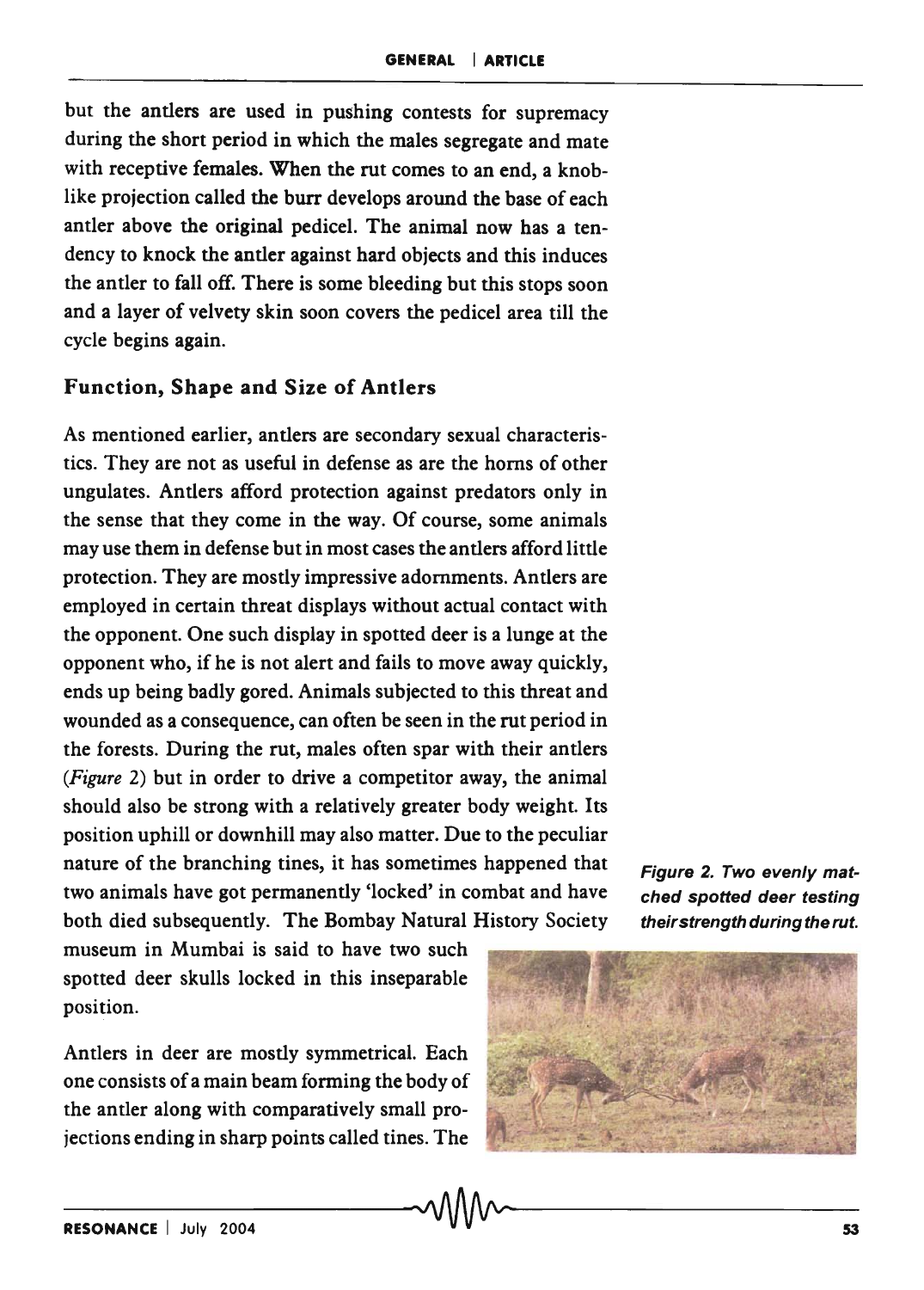but the antlers are used in pushing contests for supremacy during the short period in which the males segregate and mate with receptive females. When the rut comes to an end, a knob-like projection called the burr develops around the base of each antler above the original pedicel. The animal now has a tendency to knock the antler against hard objects and this induces the antler to fall off. There is some bleeding but this stops soon and a layer of velvety skin soon covers the pedicel area till the cycle begins again.

## Function, Shape and Size of Antlers

As mentioned earlier, antlers are secondary sexual characteristics. They are not as useful in defense as are the horns of other ungulates. Antlers afford protection against predators only in the sense that they come in the way. Of course, some animals may use them in defense but in most cases the antlers afford little protection. They are mostly impressive adornments. Antlers are employed in certain threat displays without actual contact with the opponent. One such display in spotted deer is a lunge at the opponent who, if he is not alert and fails to move away quickly, ends up being badly gored. Animals subjected to this threat and wounded as a consequence, can often be seen in the rut period in the forests. During the rut, males often spar with their antlers (*Figure* 2) but in order to drive a competitor away, the animal should also be strong with a relatively greater body weight. Its position uphill or downhill may also matter. Due to the peculiar nature of the branching tines, it has sometimes happened that two animals have got permanently 'locked' in combat and have both died subsequently. The Bombay Natural History Society museum in Mumbai is said to have two such spotted deer skulls locked in this inseparable position.

*Figure 2. Two evenly matched spotted deer testing their strength during the rut.*

Antlers in deer are mostly symmetrical. Each one consists of a main beam forming the body of the antler along with comparatively small projections ending in sharp points called tines. The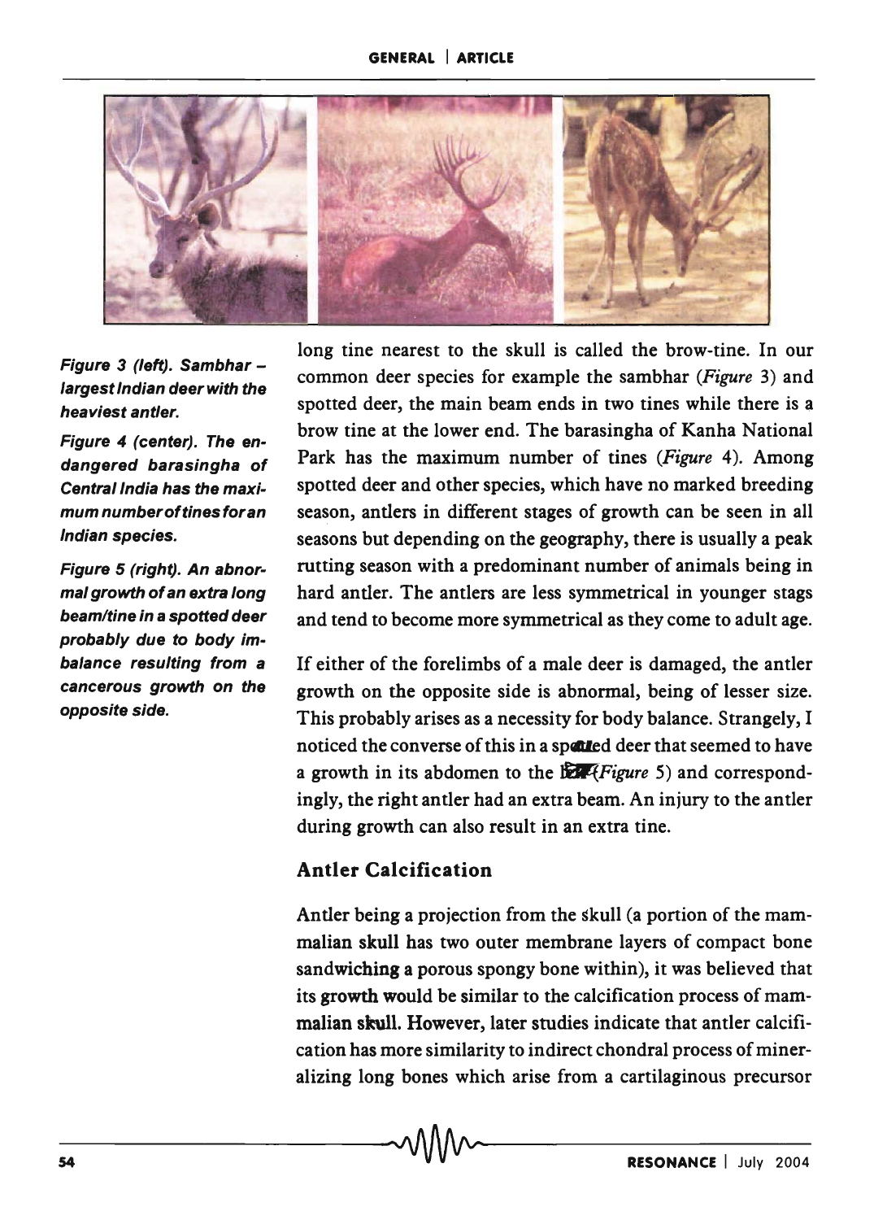*Figure 3 (left). Sambhar – largest Indian deer with the heaviest antler.*

*Figure 4 (center). The endangered barasingha of Central India has the maximum number of tines for an Indian species.*

*Figure 5 (right). An abnormal growth of an extra long beam/tine in a spotted deer probably due to body imbalance resulting from a cancerous growth on the opposite side.*

long tine nearest to the skull is called the brow-tine. In our common deer species for example the sambhar (*Figure* 3) and spotted deer, the main beam ends in two tines while there is a brow tine at the lower end. The barasingha of Kanha National Park has the maximum number of tines (*Figure* 4). Among spotted deer and other species, which have no marked breeding season, antlers in different stages of growth can be seen in all seasons but depending on the geography, there is usually a peak rutting season with a predominant number of animals being in hard antler. The antlers are less symmetrical in younger stags and tend to become more symmetrical as they come to adult age.

If either of the forelimbs of a male deer is damaged, the antler growth on the opposite side is abnormal, being of lesser size. This probably arises as a necessity for body balance. Strangely, I noticed the converse of this in a spotted deer that seemed to have a growth in its abdomen to the left (*Figure* 5) and correspondingly, the right antler had an extra beam. An injury to the antler during growth can also result in an extra tine.

## Antler Calcification

Antler being a projection from the skull (a portion of the mammalian skull has two outer membrane layers of compact bone sandwiching a porous spongy bone within), it was believed that its growth would be similar to the calcification process of mammalian skull. However, later studies indicate that antler calcification has more similarity to indirect chondral process of mineralizing long bones which arise from a cartilaginous precursor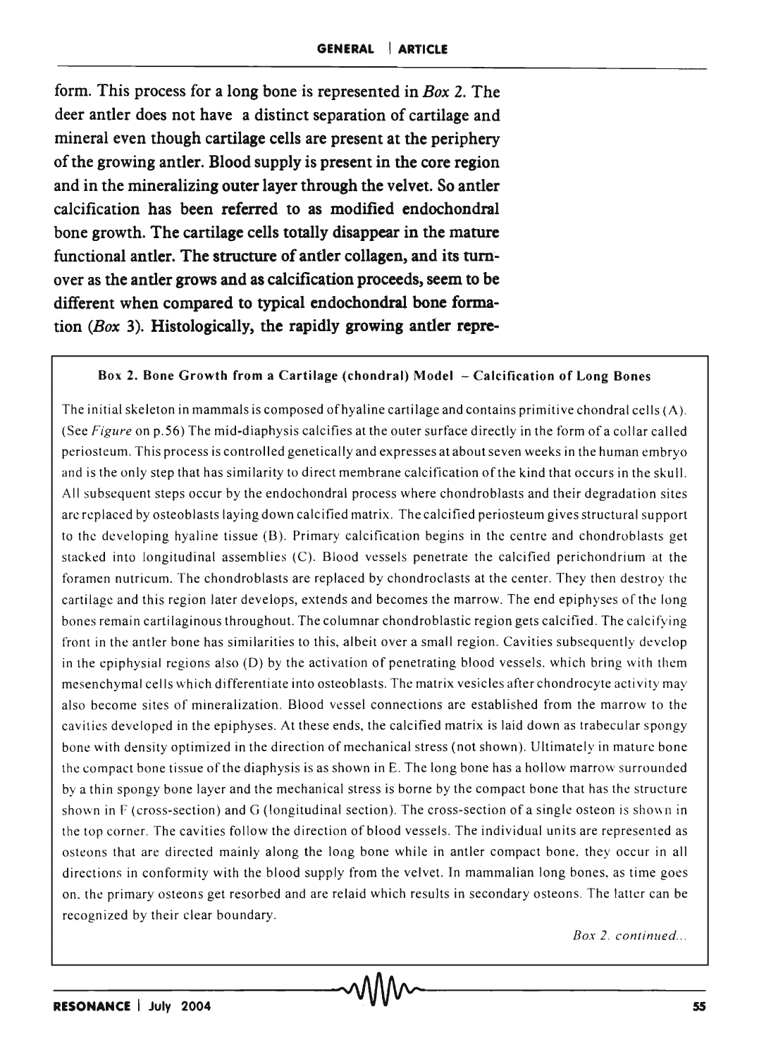form. This process for a long bone is represented in *Box 2*. The deer antler does not have a distinct separation of cartilage and mineral even though cartilage cells are present at the periphery of the growing antler. Blood supply is present in the core region and in the mineralizing outer layer through the velvet. So antler calcification has been referred to as modified endochondral bone growth. The cartilage cells totally disappear in the mature functional antler. The structure of antler collagen, and its turnover as the antler grows and as calcification proceeds, seem to be different when compared to typical endochondral bone formation (*Box* 3). Histologically, the rapidly growing antler repre-

**Box 2. Bone Growth from a Cartilage (chondral) Model – Calcification of Long Bones**

The initial skeleton in mammals is composed of hyaline cartilage and contains primitive chondral cells (A). (See *Figure* on p.56) The mid-diaphysis calcifies at the outer surface directly in the form of a collar called periosteum. This process is controlled genetically and expresses at about seven weeks in the human embryo and is the only step that has similarity to direct membrane calcification of the kind that occurs in the skull. All subsequent steps occur by the endochondral process where chondroblasts and their degradation sites are replaced by osteoblasts laying down calcified matrix. The calcified periosteum gives structural support to the developing hyaline tissue (B). Primary calcification begins in the centre and chondroblasts get stacked into longitudinal assemblies (C). Blood vessels penetrate the calcified perichondrium at the foramen nutricum. The chondroblasts are replaced by chondroclasts at the center. They then destroy the cartilage and this region later develops, extends and becomes the marrow. The end epiphyses of the long bones remain cartilaginous throughout. The columnar chondroblastic region gets calcified. The calcifying front in the antler bone has similarities to this, albeit over a small region. Cavities subsequently develop in the epiphysial regions also (D) by the activation of penetrating blood vessels, which bring with them mesenchymal cells which differentiate into osteoblasts. The matrix vesicles after chondrocyte activity may also become sites of mineralization. Blood vessel connections are established from the marrow to the cavities developed in the epiphyses. At these ends, the calcified matrix is laid down as trabecular spongy bone with density optimized in the direction of mechanical stress (not shown). Ultimately in mature bone the compact bone tissue of the diaphysis is as shown in E. The long bone has a hollow marrow surrounded by a thin spongy bone layer and the mechanical stress is borne by the compact bone that has the structure shown in F (cross-section) and G (longitudinal section). The cross-section of a single osteon is shown in the top corner. The cavities follow the direction of blood vessels. The individual units are represented as osteons that are directed mainly along the long bone while in antler compact bone, they occur in all directions in conformity with the blood supply from the velvet. In mammalian long bones, as time goes on, the primary osteons get resorbed and are relaid which results in secondary osteons. The latter can be recognized by their clear boundary.

*Box 2. continued...*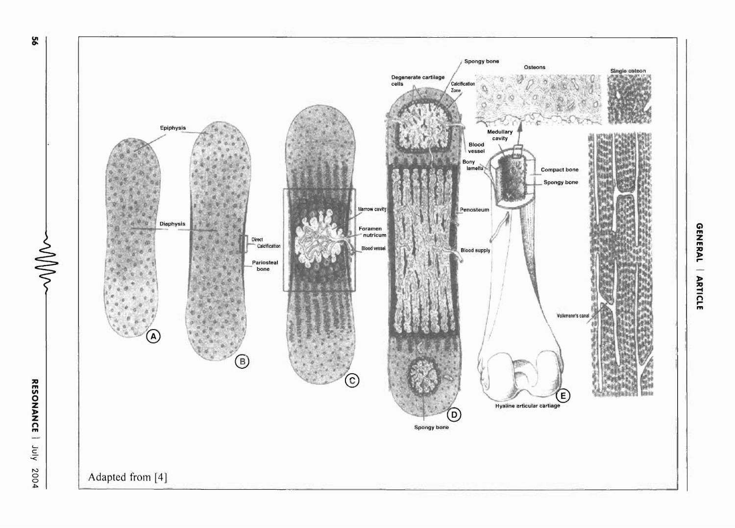Adapted from [4]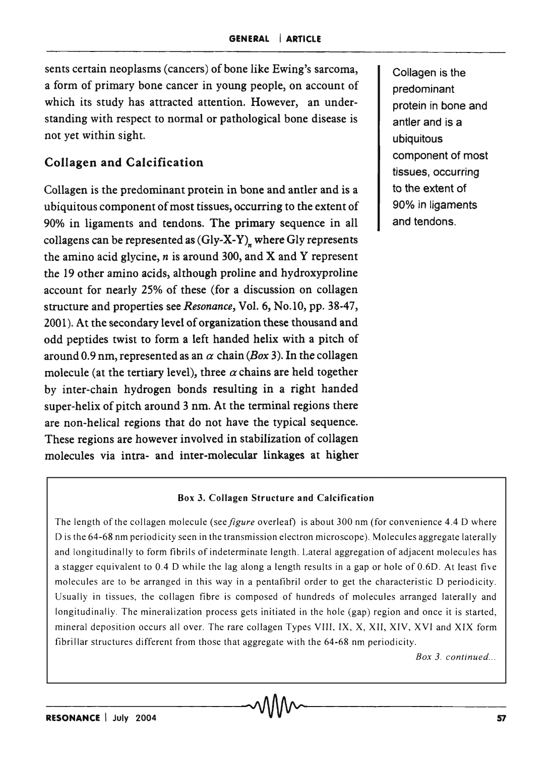sents certain neoplasms (cancers) of bone like Ewing's sarcoma, a form of primary bone cancer in young people, on account of which its study has attracted attention. However, an understanding with respect to normal or pathological bone disease is not yet within sight.

## Collagen and Calcification

Collagen is the predominant protein in bone and antler and is a ubiquitous component of most tissues, occurring to the extent of 90% in ligaments and tendons. The primary sequence in all collagens can be represented as $(\text{Gly-X-Y})_n$ where Gly represents the amino acid glycine, $n$ is around 300, and X and Y represent the 19 other amino acids, although proline and hydroxyproline account for nearly 25% of these (for a discussion on collagen structure and properties see *Resonance*, Vol. 6, No.10, pp. 38-47, 2001). At the secondary level of organization these thousand and odd peptides twist to form a left handed helix with a pitch of around 0.9 nm, represented as an $\alpha$ chain (*Box* 3). In the collagen molecule (at the tertiary level), three $\alpha$ chains are held together by inter-chain hydrogen bonds resulting in a right handed super-helix of pitch around 3 nm. At the terminal regions there are non-helical regions that do not have the typical sequence. These regions are however involved in stabilization of collagen molecules via intra- and inter-molecular linkages at higher

> Collagen is the predominant protein in bone and antler and is a ubiquitous component of most tissues, occurring to the extent of 90% in ligaments and tendons.

**Box 3. Collagen Structure and Calcification**

The length of the collagen molecule (see *figure* overleaf) is about 300 nm (for convenience 4.4 D where D is the 64-68 nm periodicity seen in the transmission electron microscope). Molecules aggregate laterally and longitudinally to form fibrils of indeterminate length. Lateral aggregation of adjacent molecules has a stagger equivalent to 0.4 D while the lag along a length results in a gap or hole of 0.6D. At least five molecules are to be arranged in this way in a pentafibril order to get the characteristic D periodicity. Usually in tissues, the collagen fibre is composed of hundreds of molecules arranged laterally and longitudinally. The mineralization process gets initiated in the hole (gap) region and once it is started, mineral deposition occurs all over. The rare collagen Types VIII, IX, X, XII, XIV, XVI and XIX form fibrillar structures different from those that aggregate with the 64-68 nm periodicity.

*Box 3. continued...*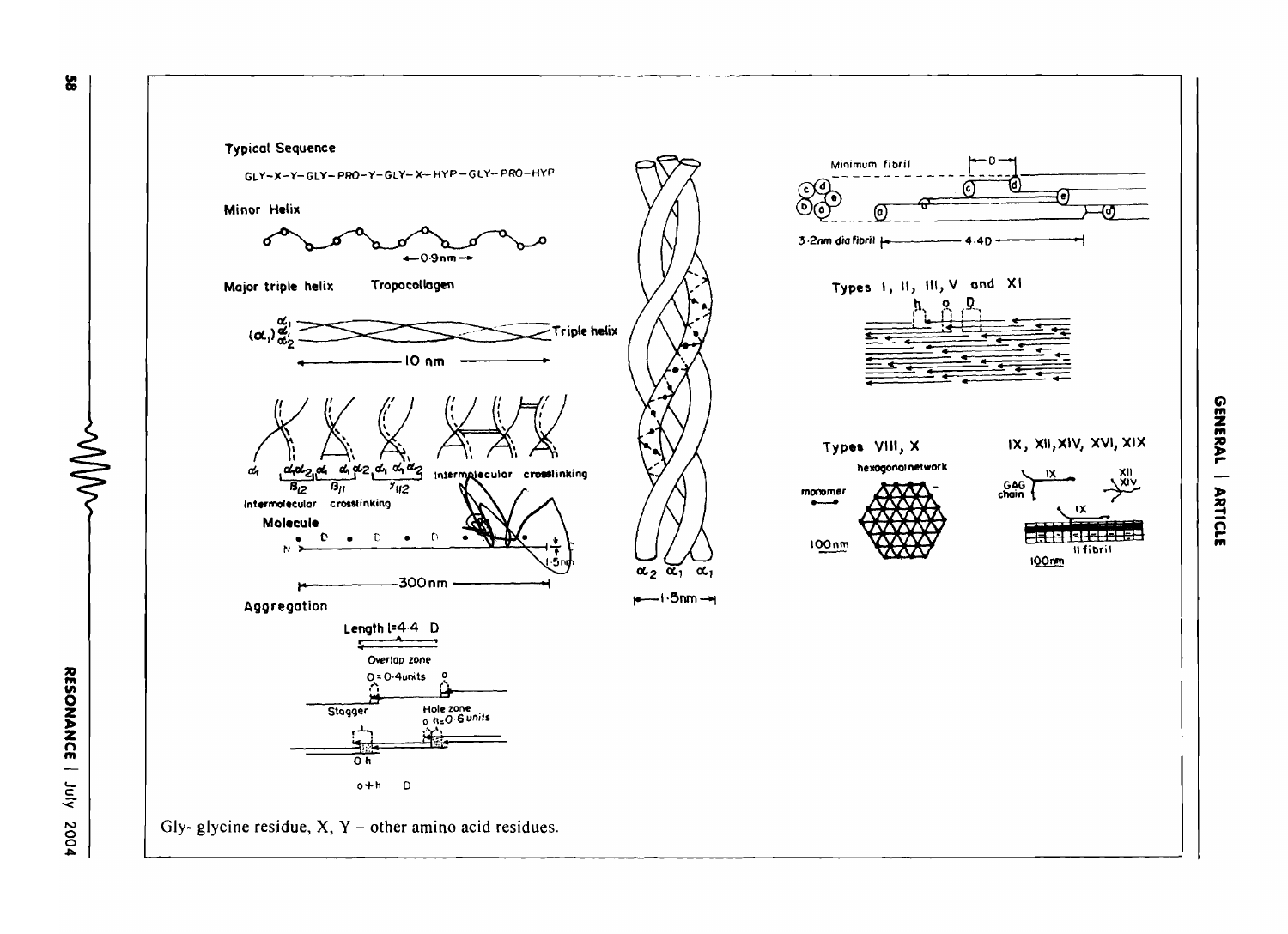Gly- glycine residue, X, Y – other amino acid residues.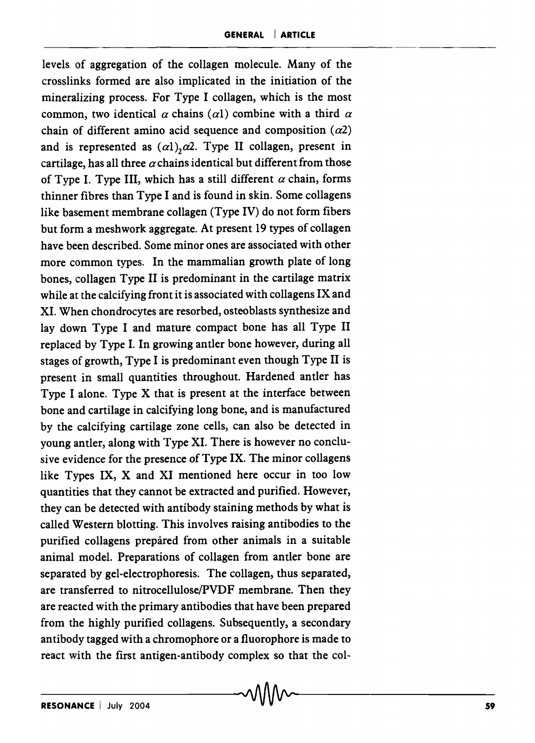levels of aggregation of the collagen molecule. Many of the crosslinks formed are also implicated in the initiation of the mineralizing process. For Type I collagen, which is the most common, two identical $\alpha$ chains ($\alpha 1$) combine with a third $\alpha$ chain of different amino acid sequence and composition ($\alpha 2$) and is represented as $(\alpha 1)_2\alpha 2$. Type II collagen, present in cartilage, has all three $\alpha$ chains identical but different from those of Type I. Type III, which has a still different $\alpha$ chain, forms thinner fibres than Type I and is found in skin. Some collagens like basement membrane collagen (Type IV) do not form fibers but form a meshwork aggregate. At present 19 types of collagen have been described. Some minor ones are associated with other more common types. In the mammalian growth plate of long bones, collagen Type II is predominant in the cartilage matrix while at the calcifying front it is associated with collagens IX and XI. When chondrocytes are resorbed, osteoblasts synthesize and lay down Type I and mature compact bone has all Type II replaced by Type I. In growing antler bone however, during all stages of growth, Type I is predominant even though Type II is present in small quantities throughout. Hardened antler has Type I alone. Type X that is present at the interface between bone and cartilage in calcifying long bone, and is manufactured by the calcifying cartilage zone cells, can also be detected in young antler, along with Type XI. There is however no conclusive evidence for the presence of Type IX. The minor collagens like Types IX, X and XI mentioned here occur in too low quantities that they cannot be extracted and purified. However, they can be detected with antibody staining methods by what is called Western blotting. This involves raising antibodies to the purified collagens prepared from other animals in a suitable animal model. Preparations of collagen from antler bone are separated by gel-electrophoresis. The collagen, thus separated, are transferred to nitrocellulose/PVDF membrane. Then they are reacted with the primary antibodies that have been prepared from the highly purified collagens. Subsequently, a secondary antibody tagged with a chromophore or a fluorophore is made to react with the first antigen-antibody complex so that the col-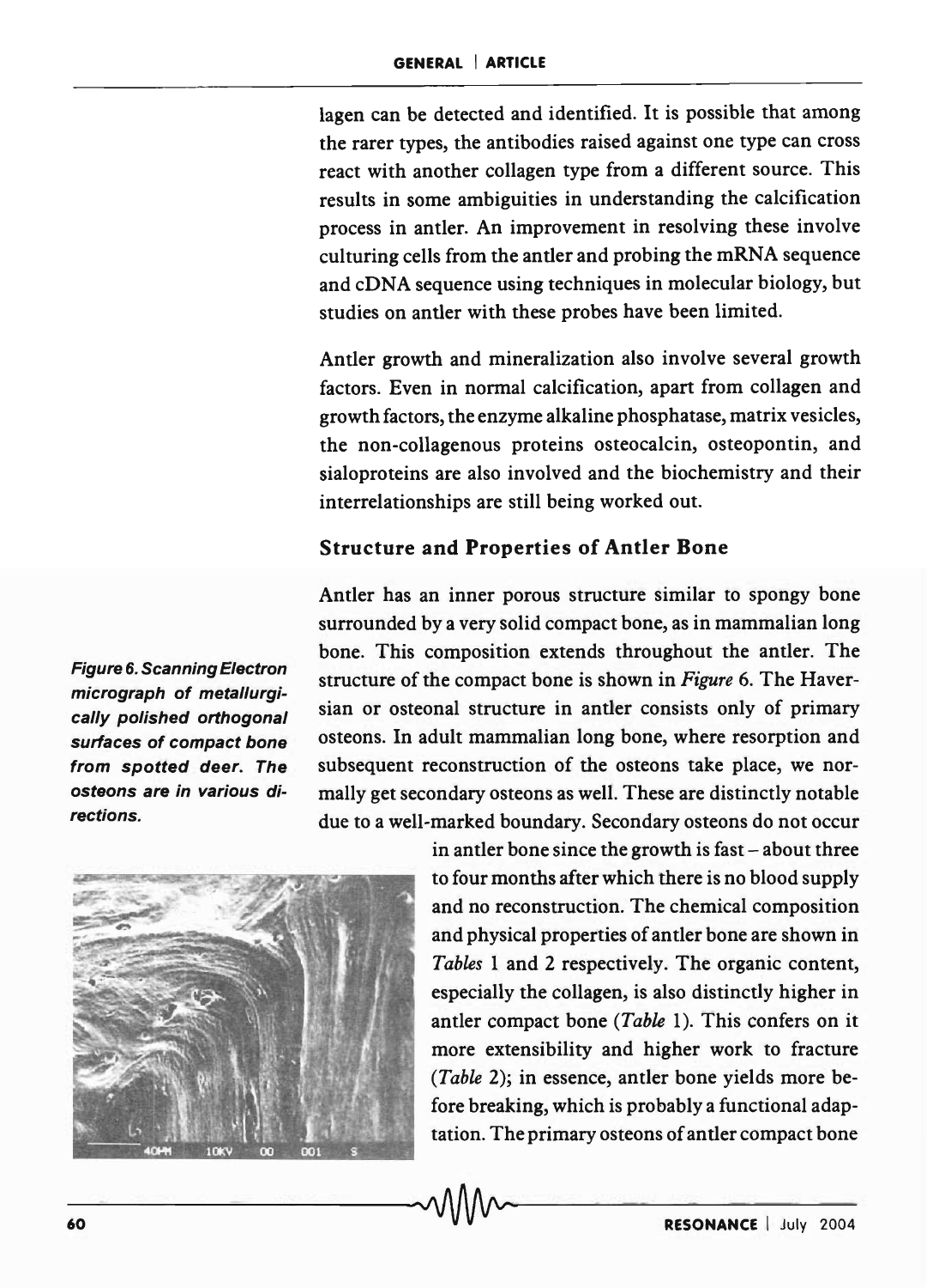lagen can be detected and identified. It is possible that among the rarer types, the antibodies raised against one type can cross react with another collagen type from a different source. This results in some ambiguities in understanding the calcification process in antler. An improvement in resolving these involve culturing cells from the antler and probing the mRNA sequence and cDNA sequence using techniques in molecular biology, but studies on antler with these probes have been limited.

Antler growth and mineralization also involve several growth factors. Even in normal calcification, apart from collagen and growth factors, the enzyme alkaline phosphatase, matrix vesicles, the non-collagenous proteins osteocalcin, osteopontin, and sialoproteins are also involved and the biochemistry and their interrelationships are still being worked out.

## Structure and Properties of Antler Bone

Antler has an inner porous structure similar to spongy bone surrounded by a very solid compact bone, as in mammalian long bone. This composition extends throughout the antler. The structure of the compact bone is shown in *Figure* 6. The Haversian or osteonal structure in antler consists only of primary osteons. In adult mammalian long bone, where resorption and subsequent reconstruction of the osteons take place, we normally get secondary osteons as well. These are distinctly notable due to a well-marked boundary. Secondary osteons do not occur in antler bone since the growth is fast – about three to four months after which there is no blood supply and no reconstruction. The chemical composition and physical properties of antler bone are shown in *Tables* 1 and 2 respectively. The organic content, especially the collagen, is also distinctly higher in antler compact bone (*Table* 1). This confers on it more extensibility and higher work to fracture (*Table* 2); in essence, antler bone yields more before breaking, which is probably a functional adaptation. The primary osteons of antler compact bone

*Figure 6. Scanning Electron micrograph of metallurgically polished orthogonal surfaces of compact bone from spotted deer. The osteons are in various directions.*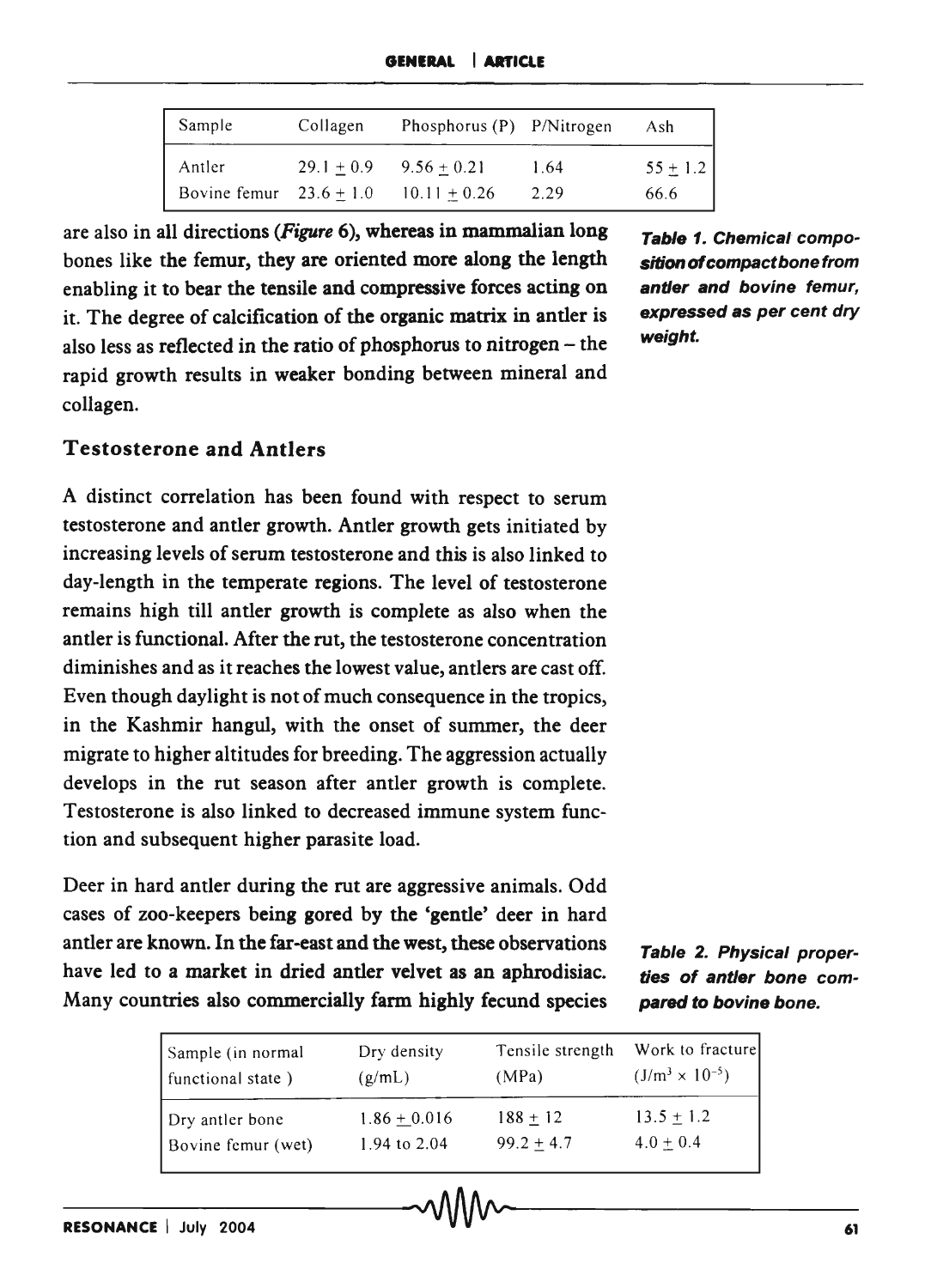| Sample | Collagen | Phosphorus (P) | P/Nitrogen | Ash |
|---|---|---|---|---|
| Antler | 29.1 ± 0.9 | 9.56 ± 0.21 | 1.64 | 55 ± 1.2 |
| Bovine femur | 23.6 ± 1.0 | 10.11 ± 0.26 | 2.29 | 66.6 |

***Table 1. Chemical composition of compact bone from antler and bovine femur, expressed as per cent dry weight.***

are also in all directions (*Figure* 6), whereas in mammalian long bones like the femur, they are oriented more along the length enabling it to bear the tensile and compressive forces acting on it. The degree of calcification of the organic matrix in antler is also less as reflected in the ratio of phosphorus to nitrogen – the rapid growth results in weaker bonding between mineral and collagen.

## Testosterone and Antlers

A distinct correlation has been found with respect to serum testosterone and antler growth. Antler growth gets initiated by increasing levels of serum testosterone and this is also linked to day-length in the temperate regions. The level of testosterone remains high till antler growth is complete as also when the antler is functional. After the rut, the testosterone concentration diminishes and as it reaches the lowest value, antlers are cast off. Even though daylight is not of much consequence in the tropics, in the Kashmir hangul, with the onset of summer, the deer migrate to higher altitudes for breeding. The aggression actually develops in the rut season after antler growth is complete. Testosterone is also linked to decreased immune system function and subsequent higher parasite load.

Deer in hard antler during the rut are aggressive animals. Odd cases of zoo-keepers being gored by the 'gentle' deer in hard antler are known. In the far-east and the west, these observations have led to a market in dried antler velvet as an aphrodisiac. Many countries also commercially farm highly fecund species

***Table 2. Physical properties of antler bone compared to bovine bone.***

| Sample (in normal functional state ) | Dry density (g/mL) | Tensile strength (MPa) | Work to fracture ($J/m^3 \times 10^{-5}$) |
|---|---|---|---|
| Dry antler bone | 1.86 ± 0.016 | 188 ± 12 | 13.5 ± 1.2 |
| Bovine femur (wet) | 1.94 to 2.04 | 99.2 ± 4.7 | 4.0 ± 0.4 |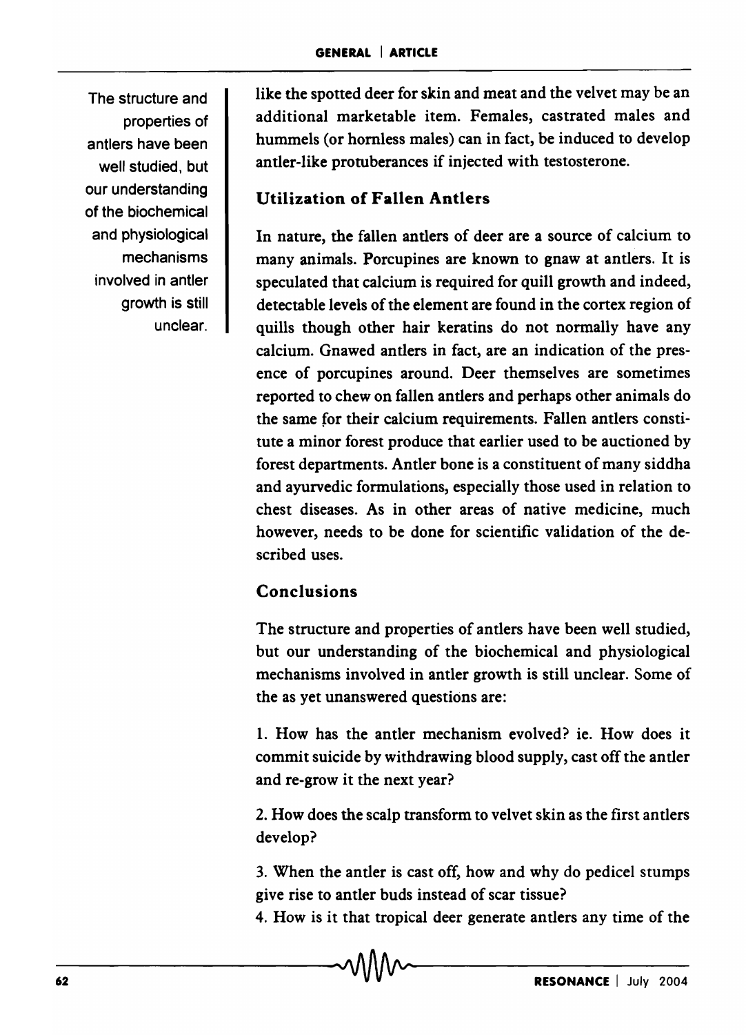like the spotted deer for skin and meat and the velvet may be an additional marketable item. Females, castrated males and hummels (or hornless males) can in fact, be induced to develop antler-like protuberances if injected with testosterone.

The structure and properties of antlers have been well studied, but our understanding of the biochemical and physiological mechanisms involved in antler growth is still unclear.

## Utilization of Fallen Antlers

In nature, the fallen antlers of deer are a source of calcium to many animals. Porcupines are known to gnaw at antlers. It is speculated that calcium is required for quill growth and indeed, detectable levels of the element are found in the cortex region of quills though other hair keratins do not normally have any calcium. Gnawed antlers in fact, are an indication of the presence of porcupines around. Deer themselves are sometimes reported to chew on fallen antlers and perhaps other animals do the same for their calcium requirements. Fallen antlers constitute a minor forest produce that earlier used to be auctioned by forest departments. Antler bone is a constituent of many siddha and ayurvedic formulations, especially those used in relation to chest diseases. As in other areas of native medicine, much however, needs to be done for scientific validation of the described uses.

## Conclusions

The structure and properties of antlers have been well studied, but our understanding of the biochemical and physiological mechanisms involved in antler growth is still unclear. Some of the as yet unanswered questions are:

1. How has the antler mechanism evolved? ie. How does it commit suicide by withdrawing blood supply, cast off the antler and re-grow it the next year?

2. How does the scalp transform to velvet skin as the first antlers develop?

3. When the antler is cast off, how and why do pedicel stumps give rise to antler buds instead of scar tissue?

4. How is it that tropical deer generate antlers any time of the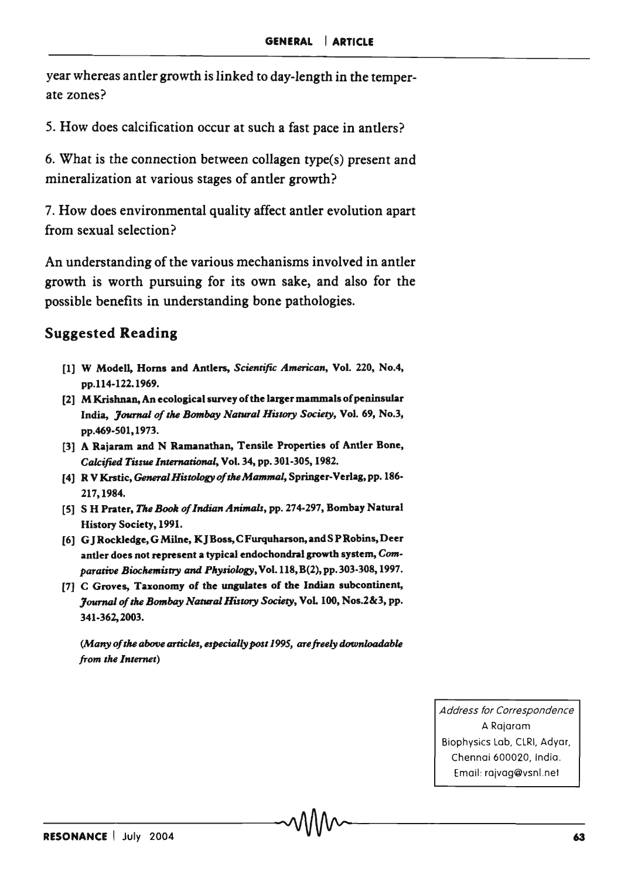year whereas antler growth is linked to day-length in the temperate zones?

5. How does calcification occur at such a fast pace in antlers?

6. What is the connection between collagen type(s) present and mineralization at various stages of antler growth?

7. How does environmental quality affect antler evolution apart from sexual selection?

An understanding of the various mechanisms involved in antler growth is worth pursuing for its own sake, and also for the possible benefits in understanding bone pathologies.

## Suggested Reading

[1] W Modell, Horns and Antlers, *Scientific American*, Vol. 220, No.4, pp.114-122.1969.

[2] M Krishnan, An ecological survey of the larger mammals of peninsular India, *Journal of the Bombay Natural History Society*, Vol. 69, No.3, pp.469-501, 1973.

[3] A Rajaram and N Ramanathan, Tensile Properties of Antler Bone, *Calcified Tissue International*, Vol. 34, pp. 301-305, 1982.

[4] R V Krstic, *General Histology of the Mammal*, Springer-Verlag, pp. 186-217, 1984.

[5] S H Prater, *The Book of Indian Animals*, pp. 274-297, Bombay Natural History Society, 1991.

[6] G J Rockledge, G Milne, K J Boss, C Furquharson, and S P Robins, Deer antler does not represent a typical endochondral growth system, *Comparative Biochemistry and Physiology*, Vol. 118, B(2), pp. 303-308, 1997.

[7] C Groves, Taxonomy of the ungulates of the Indian subcontinent, *Journal of the Bombay Natural History Society*, Vol. 100, Nos.2&3, pp. 341-362, 2003.

*(Many of the above articles, especially post 1995, are freely downloadable from the Internet)*

*Address for Correspondence*
A Rajaram
Biophysics Lab, CLRI, Adyar,
Chennai 600020, India.
Email: rajvag@vsnl.net